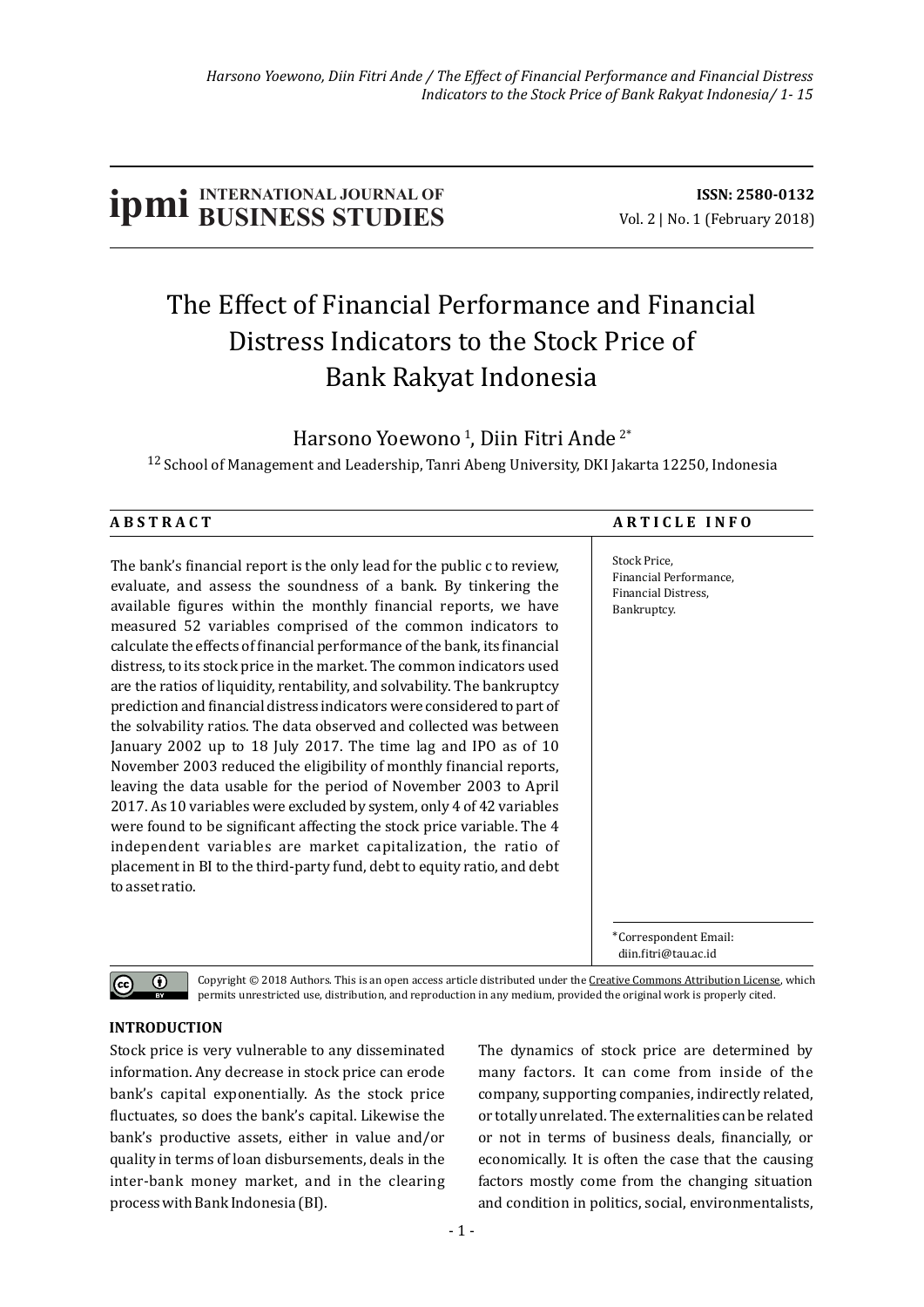# The Effect of Financial Performance and Financial Distress Indicators to the Stock Price of Bank Rakyat Indonesia

Harsono Yoewono [1], Diin Fitri Ande [2*]

[12] School of Management and Leadership, Tanri Abeng University, DKI Jakarta 12250, Indonesia

**ABSTRACT**

The bank's financial report is the only lead for the public c to review, evaluate, and assess the soundness of a bank. By tinkering the available figures within the monthly financial reports, we have measured 52 variables comprised of the common indicators to calculate the effects of financial performance of the bank, its financial distress, to its stock price in the market. The common indicators used are the ratios of liquidity, rentability, and solvability. The bankruptcy prediction and financial distress indicators were considered to part of the solvability ratios. The data observed and collected was between January 2002 up to 18 July 2017. The time lag and IPO as of 10 November 2003 reduced the eligibility of monthly financial reports, leaving the data usable for the period of November 2003 to April 2017. As 10 variables were excluded by system, only 4 of 42 variables were found to be significant affecting the stock price variable. The 4 independent variables are market capitalization, the ratio of placement in BI to the third-party fund, debt to equity ratio, and debt to asset ratio.

**ARTICLE INFO**

Stock Price,
Financial Performance,
Financial Distress,
Bankruptcy.

*Correspondent Email:
diin.fitri@tau.ac.id

Copyright © 2018 Authors. This is an open access article distributed under the Creative Commons Attribution License, which permits unrestricted use, distribution, and reproduction in any medium, provided the original work is properly cited.

## INTRODUCTION

Stock price is very vulnerable to any disseminated information. Any decrease in stock price can erode bank's capital exponentially. As the stock price fluctuates, so does the bank's capital. Likewise the bank's productive assets, either in value and/or quality in terms of loan disbursements, deals in the inter-bank money market, and in the clearing process with Bank Indonesia (BI).

The dynamics of stock price are determined by many factors. It can come from inside of the company, supporting companies, indirectly related, or totally unrelated. The externalities can be related or not in terms of business deals, financially, or economically. It is often the case that the causing factors mostly come from the changing situation and condition in politics, social, environmentalists,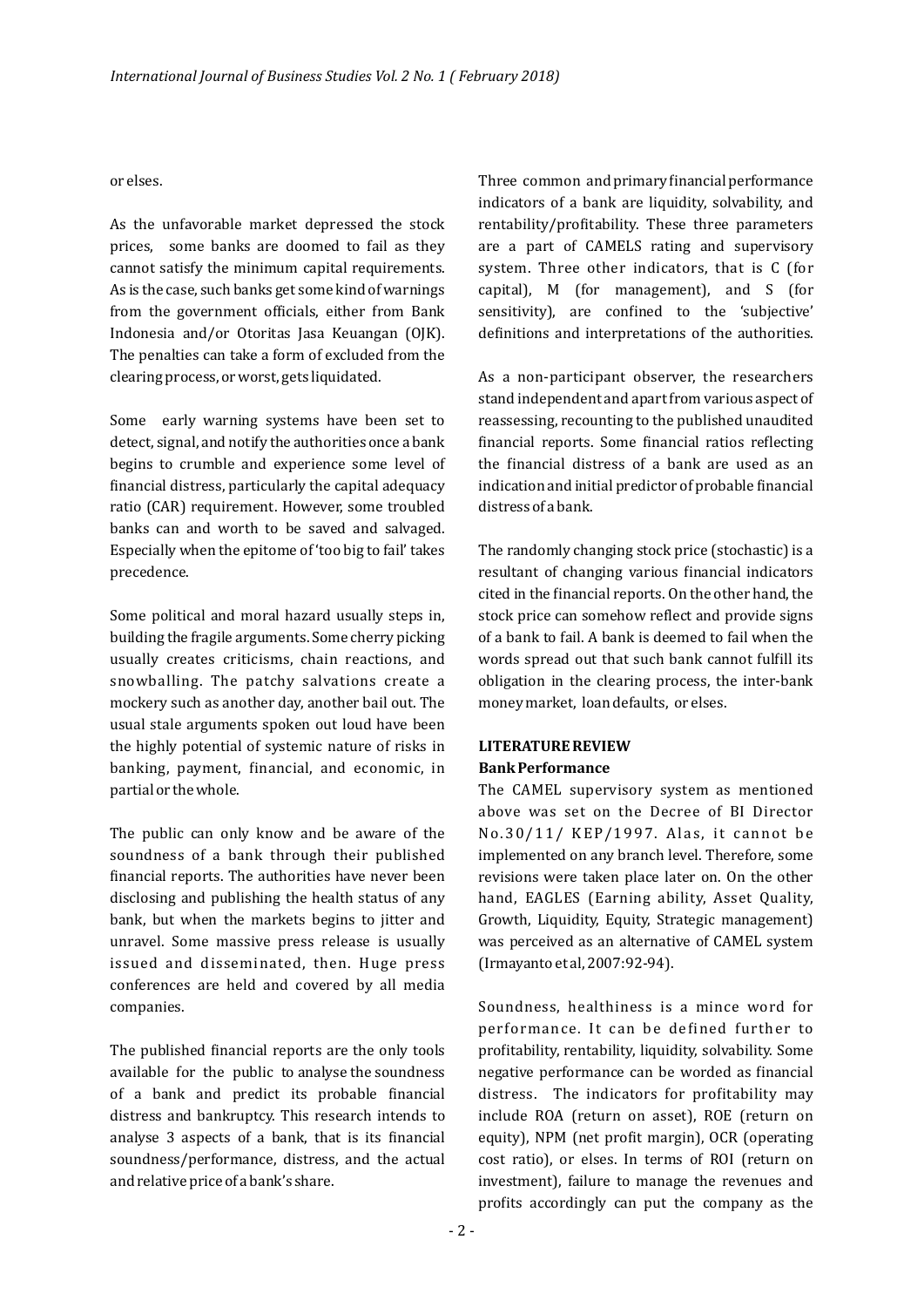or elses.

As the unfavorable market depressed the stock prices, some banks are doomed to fail as they cannot satisfy the minimum capital requirements. As is the case, such banks get some kind of warnings from the government officials, either from Bank Indonesia and/or Otoritas Jasa Keuangan (OJK). The penalties can take a form of excluded from the clearing process, or worst, gets liquidated.

Some early warning systems have been set to detect, signal, and notify the authorities once a bank begins to crumble and experience some level of financial distress, particularly the capital adequacy ratio (CAR) requirement. However, some troubled banks can and worth to be saved and salvaged. Especially when the epitome of 'too big to fail' takes precedence.

Some political and moral hazard usually steps in, building the fragile arguments. Some cherry picking usually creates criticisms, chain reactions, and snowballing. The patchy salvations create a mockery such as another day, another bail out. The usual stale arguments spoken out loud have been the highly potential of systemic nature of risks in banking, payment, financial, and economic, in partial or the whole.

The public can only know and be aware of the soundness of a bank through their published financial reports. The authorities have never been disclosing and publishing the health status of any bank, but when the markets begins to jitter and unravel. Some massive press release is usually issued and disseminated, then. Huge press conferences are held and covered by all media companies.

The published financial reports are the only tools available for the public to analyse the soundness of a bank and predict its probable financial distress and bankruptcy. This research intends to analyse 3 aspects of a bank, that is its financial soundness/performance, distress, and the actual and relative price of a bank's share.

Three common and primary financial performance indicators of a bank are liquidity, solvability, and rentability/profitability. These three parameters are a part of CAMELS rating and supervisory system. Three other indicators, that is C (for capital), M (for management), and S (for sensitivity), are confined to the 'subjective' definitions and interpretations of the authorities.

As a non-participant observer, the researchers stand independent and apart from various aspect of reassessing, recounting to the published unaudited financial reports. Some financial ratios reflecting the financial distress of a bank are used as an indication and initial predictor of probable financial distress of a bank.

The randomly changing stock price (stochastic) is a resultant of changing various financial indicators cited in the financial reports. On the other hand, the stock price can somehow reflect and provide signs of a bank to fail. A bank is deemed to fail when the words spread out that such bank cannot fulfill its obligation in the clearing process, the inter-bank money market, loan defaults, or elses.

## LITERATURE REVIEW

### Bank Performance

The CAMEL supervisory system as mentioned above was set on the Decree of BI Director No.30/11/ KEP/1997. Alas, it cannot be implemented on any branch level. Therefore, some revisions were taken place later on. On the other hand, EAGLES (Earning ability, Asset Quality, Growth, Liquidity, Equity, Strategic management) was perceived as an alternative of CAMEL system (Irmayanto et al, 2007:92-94).

Soundness, healthiness is a mince word for performance. It can be defined further to profitability, rentability, liquidity, solvability. Some negative performance can be worded as financial distress. The indicators for profitability may include ROA (return on asset), ROE (return on equity), NPM (net profit margin), OCR (operating cost ratio), or elses. In terms of ROI (return on investment), failure to manage the revenues and profits accordingly can put the company as the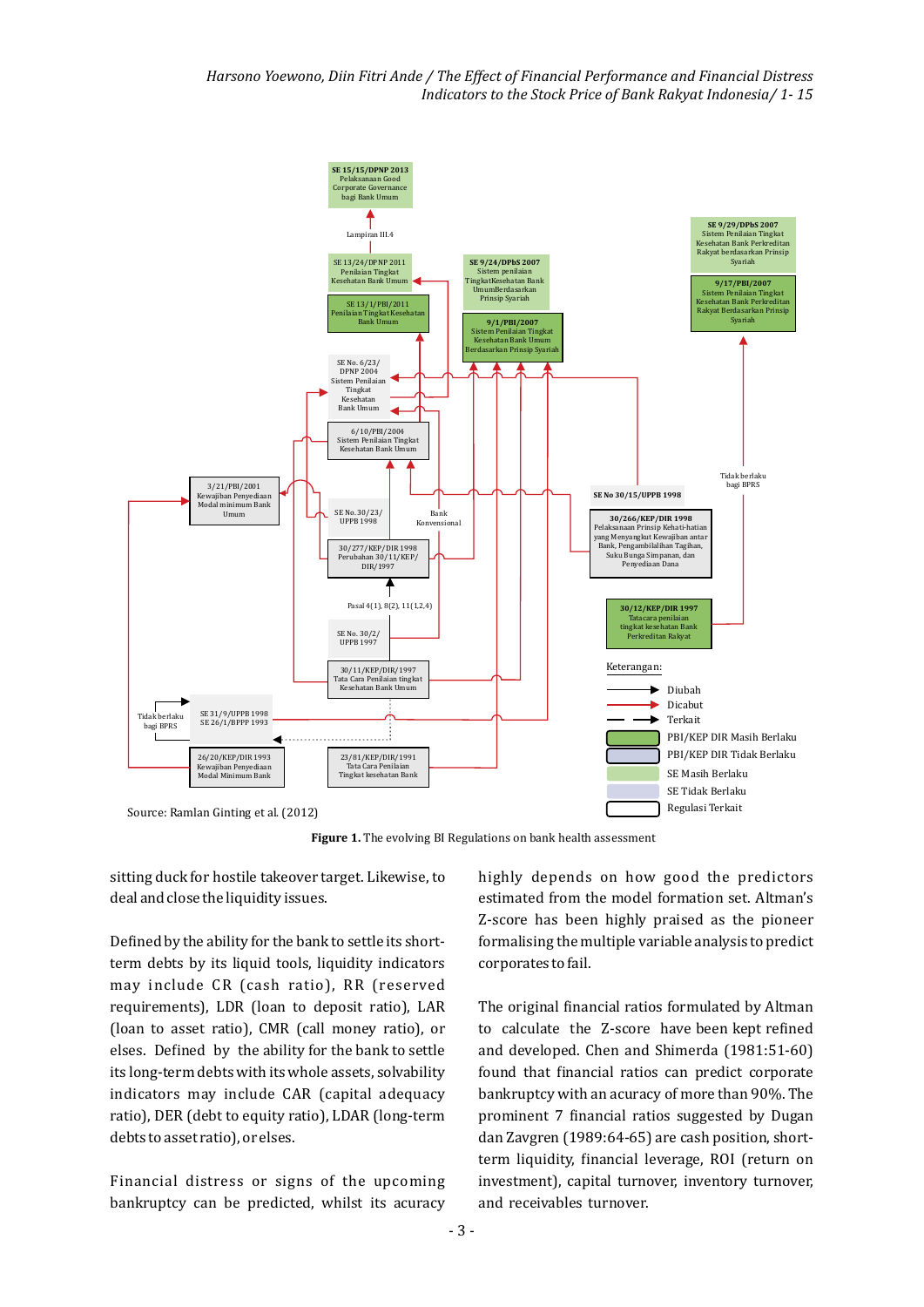Source: Ramlan Ginting et al. (2012)

**Figure 1.** The evolving BI Regulations on bank health assessment

sitting duck for hostile takeover target. Likewise, to deal and close the liquidity issues.

Defined by the ability for the bank to settle its short-term debts by its liquid tools, liquidity indicators may include CR (cash ratio), RR (reserved requirements), LDR (loan to deposit ratio), LAR (loan to asset ratio), CMR (call money ratio), or elses. Defined by the ability for the bank to settle its long-term debts with its whole assets, solvability indicators may include CAR (capital adequacy ratio), DER (debt to equity ratio), LDAR (long-term debts to asset ratio), or elses.

Financial distress or signs of the upcoming bankruptcy can be predicted, whilst its acuracy highly depends on how good the predictors estimated from the model formation set. Altman's Z-score has been highly praised as the pioneer formalising the multiple variable analysis to predict corporates to fail.

The original financial ratios formulated by Altman to calculate the Z-score have been kept refined and developed. Chen and Shimerda (1981:51-60) found that financial ratios can predict corporate bankruptcy with an acuracy of more than 90%. The prominent 7 financial ratios suggested by Dugan dan Zavgren (1989:64-65) are cash position, short-term liquidity, financial leverage, ROI (return on investment), capital turnover, inventory turnover, and receivables turnover.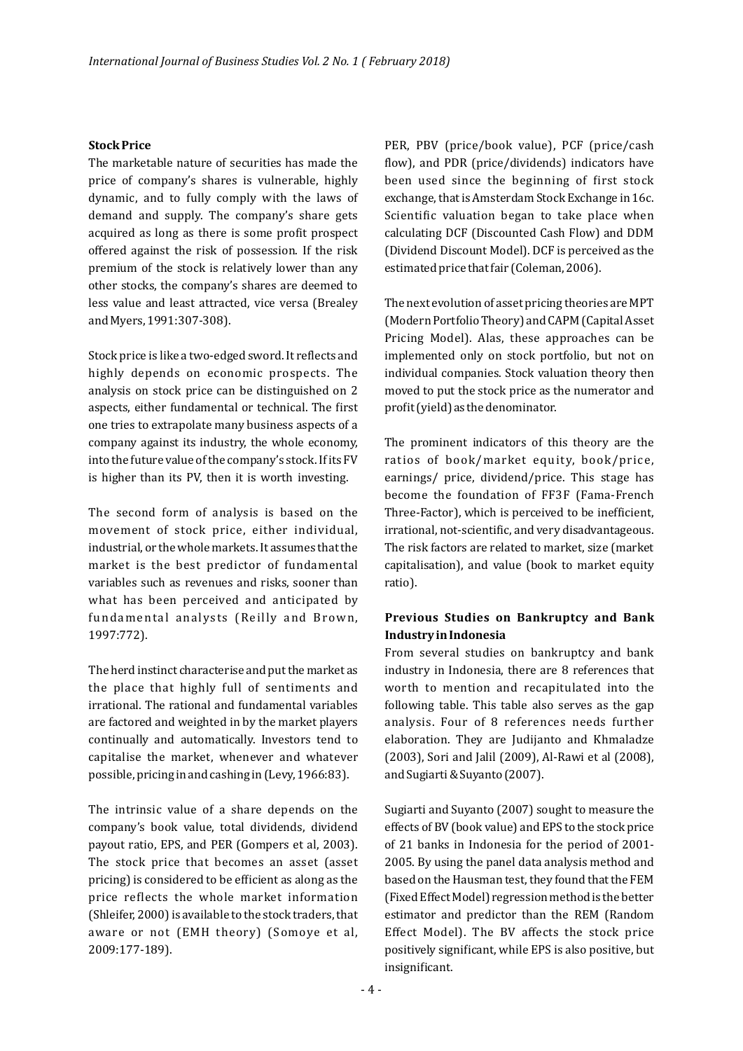**Stock Price**

The marketable nature of securities has made the price of company's shares is vulnerable, highly dynamic, and to fully comply with the laws of demand and supply. The company's share gets acquired as long as there is some profit prospect offered against the risk of possession. If the risk premium of the stock is relatively lower than any other stocks, the company's shares are deemed to less value and least attracted, vice versa (Brealey and Myers, 1991:307-308).

Stock price is like a two-edged sword. It reflects and highly depends on economic prospects. The analysis on stock price can be distinguished on 2 aspects, either fundamental or technical. The first one tries to extrapolate many business aspects of a company against its industry, the whole economy, into the future value of the company's stock. If its FV is higher than its PV, then it is worth investing.

The second form of analysis is based on the movement of stock price, either individual, industrial, or the whole markets. It assumes that the market is the best predictor of fundamental variables such as revenues and risks, sooner than what has been perceived and anticipated by fundamental analysts (Reilly and Brown, 1997:772).

The herd instinct characterise and put the market as the place that highly full of sentiments and irrational. The rational and fundamental variables are factored and weighted in by the market players continually and automatically. Investors tend to capitalise the market, whenever and whatever possible, pricing in and cashing in (Levy, 1966:83).

The intrinsic value of a share depends on the company's book value, total dividends, dividend payout ratio, EPS, and PER (Gompers et al, 2003). The stock price that becomes an asset (asset pricing) is considered to be efficient as along as the price reflects the whole market information (Shleifer, 2000) is available to the stock traders, that aware or not (EMH theory) (Somoye et al, 2009:177-189).

PER, PBV (price/book value), PCF (price/cash flow), and PDR (price/dividends) indicators have been used since the beginning of first stock exchange, that is Amsterdam Stock Exchange in 16c. Scientific valuation began to take place when calculating DCF (Discounted Cash Flow) and DDM (Dividend Discount Model). DCF is perceived as the estimated price that fair (Coleman, 2006).

The next evolution of asset pricing theories are MPT (Modern Portfolio Theory) and CAPM (Capital Asset Pricing Model). Alas, these approaches can be implemented only on stock portfolio, but not on individual companies. Stock valuation theory then moved to put the stock price as the numerator and profit (yield) as the denominator.

The prominent indicators of this theory are the ratios of book/market equity, book/price, earnings/ price, dividend/price. This stage has become the foundation of FF3F (Fama-French Three-Factor), which is perceived to be inefficient, irrational, not-scientific, and very disadvantageous. The risk factors are related to market, size (market capitalisation), and value (book to market equity ratio).

**Previous Studies on Bankruptcy and Bank Industry in Indonesia**

From several studies on bankruptcy and bank industry in Indonesia, there are 8 references that worth to mention and recapitulated into the following table. This table also serves as the gap analysis. Four of 8 references needs further elaboration. They are Judijanto and Khmaladze (2003), Sori and Jalil (2009), Al-Rawi et al (2008), and Sugiarti & Suyanto (2007).

Sugiarti and Suyanto (2007) sought to measure the effects of BV (book value) and EPS to the stock price of 21 banks in Indonesia for the period of 2001-2005. By using the panel data analysis method and based on the Hausman test, they found that the FEM (Fixed Effect Model) regression method is the better estimator and predictor than the REM (Random Effect Model). The BV affects the stock price positively significant, while EPS is also positive, but insignificant.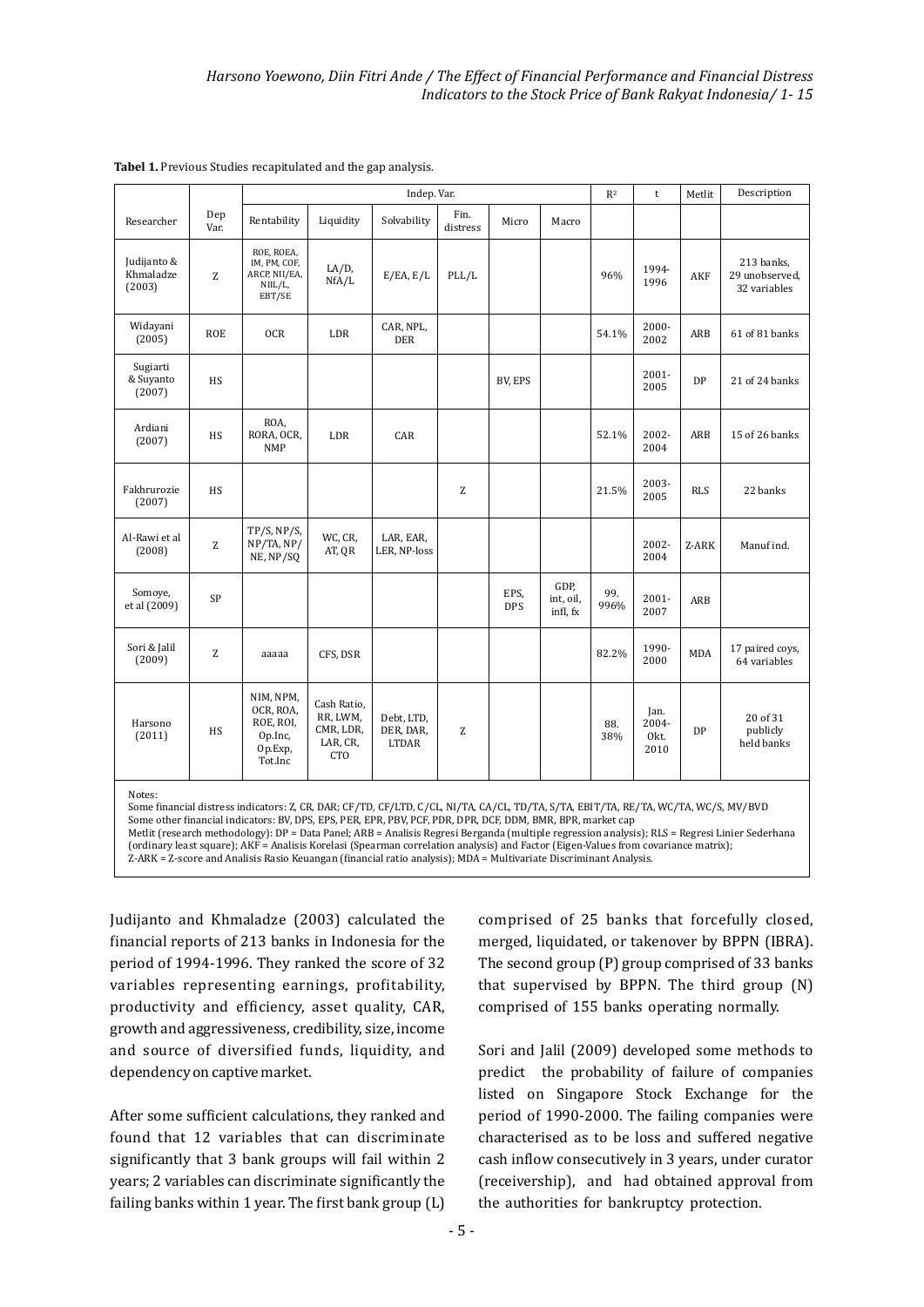**Tabel 1.** Previous Studies recapitulated and the gap analysis.

| Researcher | Dep Var. | Indep. Var. | | | | | | $R^2$ | t | Metlit | Description |
|---|---|---|---|---|---|---|---|---|---|---|---|
| | | Rentability | Liquidity | Solvability | Fin. distress | Micro | Macro | | | | |
| Judijanto & Khmaladze (2003) | Z | ROE, ROEA, IM, PM, COF, ARCP, NII/EA, NIIL/L, EBT/SE | LA/D, NfA/L | E/EA, E/L | PLL/L | | | 96% | 1994-1996 | AKF | 213 banks, 29 unobserved, 32 variables |
| Widayani (2005) | ROE | OCR | LDR | CAR, NPL, DER | | | | 54.1% | 2000-2002 | ARB | 61 of 81 banks |
| Sugiarti & Suyanto (2007) | HS | | | | | BV, EPS | | | 2001-2005 | DP | 21 of 24 banks |
| Ardiani (2007) | HS | ROA, RORA, OCR, NMP | LDR | CAR | | | | 52.1% | 2002-2004 | ARB | 15 of 26 banks |
| Fakhrurozie (2007) | HS | | | | Z | | | 21.5% | 2003-2005 | RLS | 22 banks |
| Al-Rawi et al (2008) | Z | TP/S, NP/S, NP/TA, NP/NE, NP/SQ | WC, CR, AT, QR | LAR, EAR, LER, NP-loss | | | | | 2002-2004 | Z-ARK | Manuf ind. |
| Somoye, et al (2009) | SP | | | | | EPS, DPS | GDP, int, oil, infl, fx | 99.996% | 2001-2007 | ARB | |
| Sori & Jalil (2009) | Z | aaaaa | CFS, DSR | | | | | 82.2% | 1990-2000 | MDA | 17 paired coys, 64 variables |
| Harsono (2011) | HS | NIM, NPM, OCR, ROA, ROE, ROI, Op.Inc, Op.Exp, Tot.Inc | Cash Ratio, RR, LWM, CMR, LDR, LAR, CR, CTO | Debt, LTD, DER, DAR, LTDAR | Z | | | 88.38% | Jan. 2004-Okt. 2010 | DP | 20 of 31 publicly held banks |

Notes:
Some financial distress indicators: Z, CR, DAR; CF/TD, CF/LTD, C/CL, NI/TA, CA/CL, TD/TA, S/TA, EBIT/TA, RE/TA, WC/TA, WC/S, MV/BVD
Some other financial indicators: BV, DPS, EPS, PER, EPR, PBV, PCF, PDR, DPR, DCF, DDM, BMR, BPR, market cap
Metlit (research methodology): DP = Data Panel; ARB = Analisis Regresi Berganda (multiple regression analysis); RLS = Regresi Linier Sederhana (ordinary least square); AKF = Analisis Korelasi (Spearman correlation analysis) and Factor (Eigen-Values from covariance matrix); Z-ARK = Z-score and Analisis Rasio Keuangan (financial ratio analysis); MDA = Multivariate Discriminant Analysis.

Judijanto and Khmaladze (2003) calculated the financial reports of 213 banks in Indonesia for the period of 1994-1996. They ranked the score of 32 variables representing earnings, profitability, productivity and efficiency, asset quality, CAR, growth and aggressiveness, credibility, size, income and source of diversified funds, liquidity, and dependency on captive market.

After some sufficient calculations, they ranked and found that 12 variables that can discriminate significantly that 3 bank groups will fail within 2 years; 2 variables can discriminate significantly the failing banks within 1 year. The first bank group (L) comprised of 25 banks that forcefully closed, merged, liquidated, or takenover by BPPN (IBRA). The second group (P) group comprised of 33 banks that supervised by BPPN. The third group (N) comprised of 155 banks operating normally.

Sori and Jalil (2009) developed some methods to predict the probability of failure of companies listed on Singapore Stock Exchange for the period of 1990-2000. The failing companies were characterised as to be loss and suffered negative cash inflow consecutively in 3 years, under curator (receivership), and had obtained approval from the authorities for bankruptcy protection.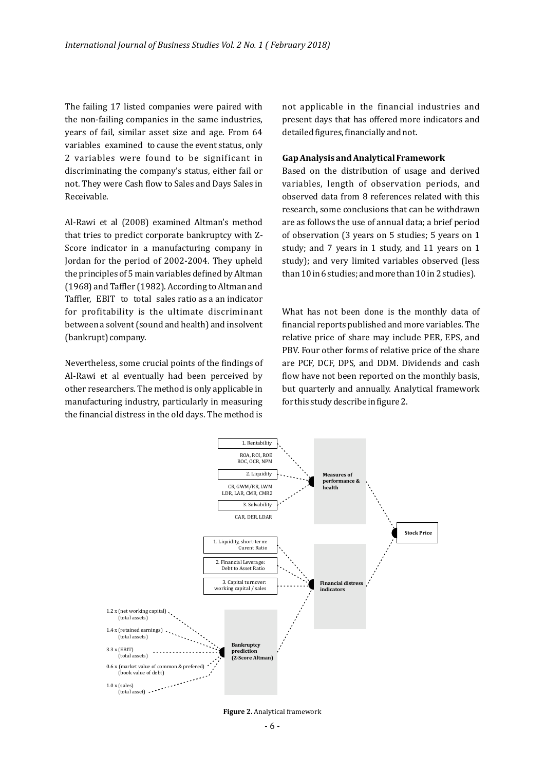The failing 17 listed companies were paired with the non-failing companies in the same industries, years of fail, similar asset size and age. From 64 variables examined to cause the event status, only 2 variables were found to be significant in discriminating the company's status, either fail or not. They were Cash flow to Sales and Days Sales in Receivable.

Al-Rawi et al (2008) examined Altman's method that tries to predict corporate bankruptcy with Z-Score indicator in a manufacturing company in Jordan for the period of 2002-2004. They upheld the principles of 5 main variables defined by Altman (1968) and Taffler (1982). According to Altman and Taffler, EBIT to total sales ratio as a an indicator for profitability is the ultimate discriminant between a solvent (sound and health) and insolvent (bankrupt) company.

Nevertheless, some crucial points of the findings of Al-Rawi et al eventually had been perceived by other researchers. The method is only applicable in manufacturing industry, particularly in measuring the financial distress in the old days. The method is not applicable in the financial industries and present days that has offered more indicators and detailed figures, financially and not.

### Gap Analysis and Analytical Framework

Based on the distribution of usage and derived variables, length of observation periods, and observed data from 8 references related with this research, some conclusions that can be withdrawn are as follows the use of annual data; a brief period of observation (3 years on 5 studies; 5 years on 1 study; and 7 years in 1 study, and 11 years on 1 study); and very limited variables observed (less than 10 in 6 studies; and more than 10 in 2 studies).

What has not been done is the monthly data of financial reports published and more variables. The relative price of share may include PER, EPS, and PBV. Four other forms of relative price of the share are PCF, DCF, DPS, and DDM. Dividends and cash flow have not been reported on the monthly basis, but quarterly and annually. Analytical framework for this study describe in figure 2.

1. Rentability: ROA, ROI, ROE, ROC, OCR, NPM
2. Liquidity: CR, GWM/RR, LWM, LDR, LAR, CMR, CMR2
3. Solvability: CAR, DER, LDAR

→ **Measures of performance & health** → **Stock Price**

1. Liquidity, short-term: Curent Ratio
2. Financial Leverage: Debt to Asset Ratio
3. Capital turnover: working capital / sales

→ **Financial distress indicators** → **Stock Price**

1.2 x (net working capital) / (total assets)
1.4 x (retained earnings) / (total assets)
3.3 x (EBIT) / (total assets)
0.6 x (market value of common & prefered) / (book value of debt)
1.0 x (sales) / (total asset)

→ **Bankruptcy prediction (Z-Score Altman)** → **Financial distress indicators**

**Figure 2.** Analytical framework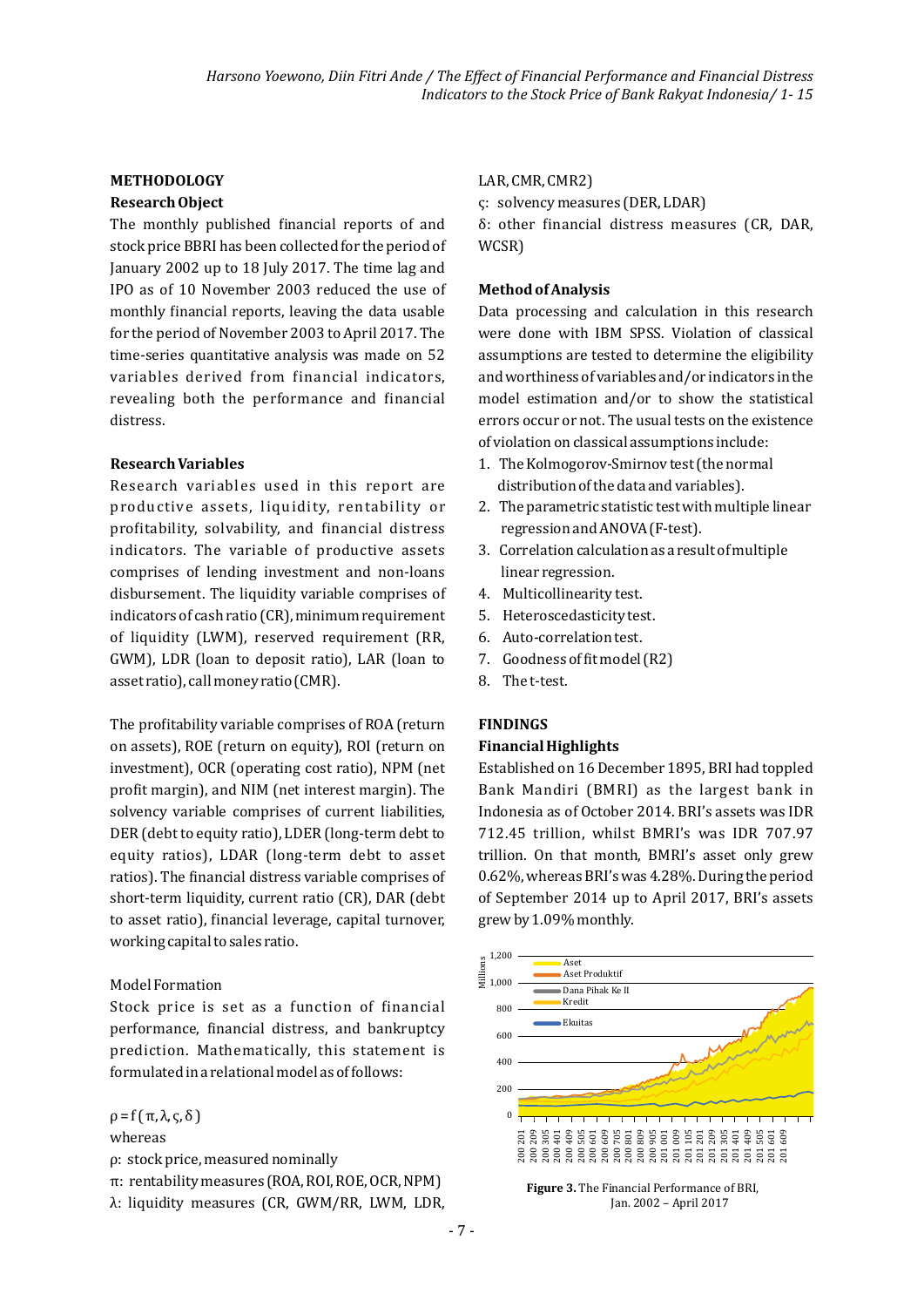## METHODOLOGY

### Research Object

The monthly published financial reports of and stock price BBRI has been collected for the period of January 2002 up to 18 July 2017. The time lag and IPO as of 10 November 2003 reduced the use of monthly financial reports, leaving the data usable for the period of November 2003 to April 2017. The time-series quantitative analysis was made on 52 variables derived from financial indicators, revealing both the performance and financial distress.

### Research Variables

Research variables used in this report are productive assets, liquidity, rentability or profitability, solvability, and financial distress indicators. The variable of productive assets comprises of lending investment and non-loans disbursement. The liquidity variable comprises of indicators of cash ratio (CR), minimum requirement of liquidity (LWM), reserved requirement (RR, GWM), LDR (loan to deposit ratio), LAR (loan to asset ratio), call money ratio (CMR).

The profitability variable comprises of ROA (return on assets), ROE (return on equity), ROI (return on investment), OCR (operating cost ratio), NPM (net profit margin), and NIM (net interest margin). The solvency variable comprises of current liabilities, DER (debt to equity ratio), LDER (long-term debt to equity ratios), LDAR (long-term debt to asset ratios). The financial distress variable comprises of short-term liquidity, current ratio (CR), DAR (debt to asset ratio), financial leverage, capital turnover, working capital to sales ratio.

Model Formation

Stock price is set as a function of financial performance, financial distress, and bankruptcy prediction. Mathematically, this statement is formulated in a relational model as of follows:

$$\rho = f(\pi, \lambda, \varsigma, \delta)$$

whereas

$\rho$: stock price, measured nominally

$\pi$: rentability measures (ROA, ROI, ROE, OCR, NPM)

$\lambda$: liquidity measures (CR, GWM/RR, LWM, LDR, LAR, CMR, CMR2)

$\varsigma$: solvency measures (DER, LDAR)

$\delta$: other financial distress measures (CR, DAR, WCSR)

### Method of Analysis

Data processing and calculation in this research were done with IBM SPSS. Violation of classical assumptions are tested to determine the eligibility and worthiness of variables and/or indicators in the model estimation and/or to show the statistical errors occur or not. The usual tests on the existence of violation on classical assumptions include:

1. The Kolmogorov-Smirnov test (the normal distribution of the data and variables).
2. The parametric statistic test with multiple linear regression and ANOVA (F-test).
3. Correlation calculation as a result of multiple linear regression.
4. Multicollinearity test.
5. Heteroscedasticity test.
6. Auto-correlation test.
7. Goodness of fit model (R2)
8. The t-test.

## FINDINGS

### Financial Highlights

Established on 16 December 1895, BRI had toppled Bank Mandiri (BMRI) as the largest bank in Indonesia as of October 2014. BRI's assets was IDR 712.45 trillion, whilst BMRI's was IDR 707.97 trillion. On that month, BMRI's asset only grew 0.62%, whereas BRI's was 4.28%. During the period of September 2014 up to April 2017, BRI's assets grew by 1.09% monthly.

Millions
1,200
1,000
800
600
400
200
0
Aset
Aset Produktif
Dana Pihak Ke II
Kredit
Ekuitas
200 201
200 209
200 305
200 401
200 409
200 505
200 601
200 609
200 705
200 801
200 809
200 905
201 001
201 009
201 105
201 201
201 209
201 305
201 401
201 409
201 505
201 601
201 609

**Figure 3.** The Financial Performance of BRI, Jan. 2002 – April 2017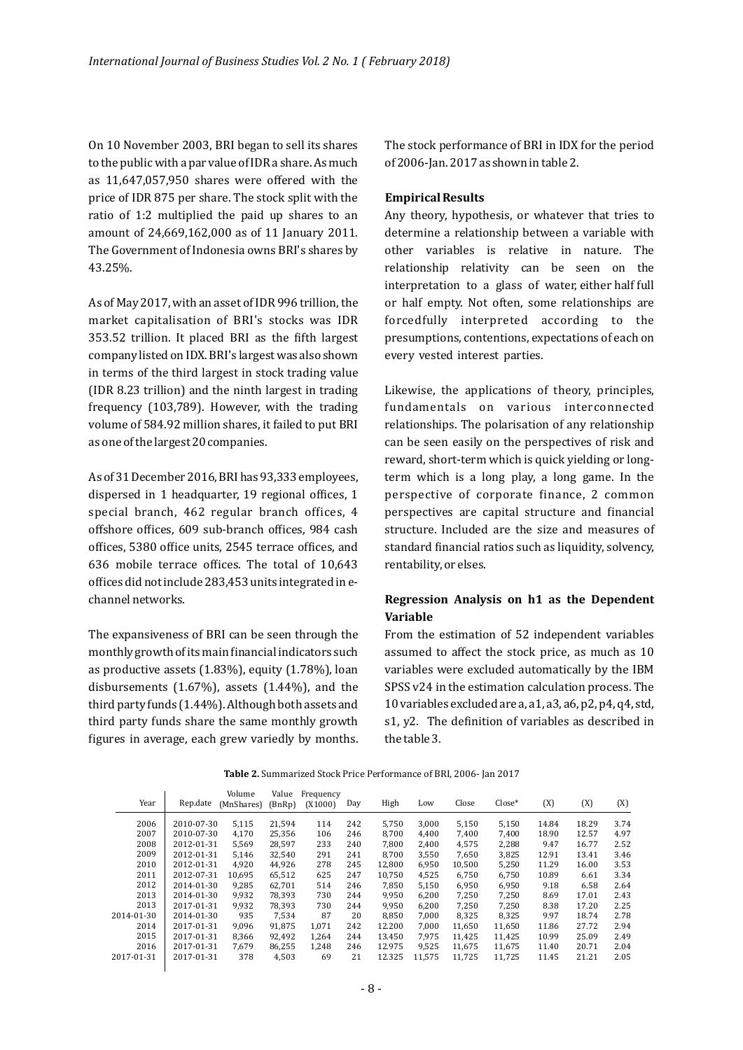On 10 November 2003, BRI began to sell its shares to the public with a par value of IDR a share. As much as 11,647,057,950 shares were offered with the price of IDR 875 per share. The stock split with the ratio of 1:2 multiplied the paid up shares to an amount of 24,669,162,000 as of 11 January 2011. The Government of Indonesia owns BRI's shares by 43.25%.

As of May 2017, with an asset of IDR 996 trillion, the market capitalisation of BRI's stocks was IDR 353.52 trillion. It placed BRI as the fifth largest company listed on IDX. BRI's largest was also shown in terms of the third largest in stock trading value (IDR 8.23 trillion) and the ninth largest in trading frequency (103,789). However, with the trading volume of 584.92 million shares, it failed to put BRI as one of the largest 20 companies.

As of 31 December 2016, BRI has 93,333 employees, dispersed in 1 headquarter, 19 regional offices, 1 special branch, 462 regular branch offices, 4 offshore offices, 609 sub-branch offices, 984 cash offices, 5380 office units, 2545 terrace offices, and 636 mobile terrace offices. The total of 10,643 offices did not include 283,453 units integrated in e-channel networks.

The expansiveness of BRI can be seen through the monthly growth of its main financial indicators such as productive assets (1.83%), equity (1.78%), loan disbursements (1.67%), assets (1.44%), and the third party funds (1.44%). Although both assets and third party funds share the same monthly growth figures in average, each grew variedly by months. The stock performance of BRI in IDX for the period of 2006-Jan. 2017 as shown in table 2.

**Empirical Results**

Any theory, hypothesis, or whatever that tries to determine a relationship between a variable with other variables is relative in nature. The relationship relativity can be seen on the interpretation to a glass of water, either half full or half empty. Not often, some relationships are forcedfully interpreted according to the presumptions, contentions, expectations of each on every vested interest parties.

Likewise, the applications of theory, principles, fundamentals on various interconnected relationships. The polarisation of any relationship can be seen easily on the perspectives of risk and reward, short-term which is quick yielding or long-term which is a long play, a long game. In the perspective of corporate finance, 2 common perspectives are capital structure and financial structure. Included are the size and measures of standard financial ratios such as liquidity, solvency, rentability, or elses.

**Regression Analysis on h1 as the Dependent Variable**

From the estimation of 52 independent variables assumed to affect the stock price, as much as 10 variables were excluded automatically by the IBM SPSS v24 in the estimation calculation process. The 10 variables excluded are a, a1, a3, a6, p2, p4, q4, std, s1, y2. The definition of variables as described in the table 3.

**Table 2.** Summarized Stock Price Performance of BRI, 2006- Jan 2017

| Year | Rep.date | Volume (MnShares) | Value (BnRp) | Frequency (X1000) | Day | High | Low | Close | Close* | (X) | (X) | (X) |
|---|---|---|---|---|---|---|---|---|---|---|---|---|
| 2006 | 2010-07-30 | 5,115 | 21,594 | 114 | 242 | 5,750 | 3,000 | 5,150 | 5,150 | 14.84 | 18.29 | 3.74 |
| 2007 | 2010-07-30 | 4,170 | 25,356 | 106 | 246 | 8,700 | 4,400 | 7,400 | 7,400 | 18.90 | 12.57 | 4.97 |
| 2008 | 2012-01-31 | 5,569 | 28,597 | 233 | 240 | 7,800 | 2,400 | 4,575 | 2,288 | 9.47 | 16.77 | 2.52 |
| 2009 | 2012-01-31 | 5,146 | 32,540 | 291 | 241 | 8,700 | 3,550 | 7,650 | 3,825 | 12.91 | 13.41 | 3.46 |
| 2010 | 2012-01-31 | 4,920 | 44,926 | 278 | 245 | 12,800 | 6,950 | 10,500 | 5,250 | 11.29 | 16.00 | 3.53 |
| 2011 | 2012-07-31 | 10,695 | 65,512 | 625 | 247 | 10,750 | 4,525 | 6,750 | 6,750 | 10.89 | 6.61 | 3.34 |
| 2012 | 2014-01-30 | 9,285 | 62,701 | 514 | 246 | 7,850 | 5,150 | 6,950 | 6,950 | 9.18 | 6.58 | 2.64 |
| 2013 | 2014-01-30 | 9,932 | 78,393 | 730 | 244 | 9,950 | 6,200 | 7,250 | 7,250 | 8.69 | 17.01 | 2.43 |
| 2013 | 2017-01-31 | 9,932 | 78,393 | 730 | 244 | 9,950 | 6,200 | 7,250 | 7,250 | 8.38 | 17.20 | 2.25 |
| 2014-01-30 | 2014-01-30 | 935 | 7,534 | 87 | 20 | 8,850 | 7,000 | 8,325 | 8,325 | 9.97 | 18.74 | 2.78 |
| 2014 | 2017-01-31 | 9,096 | 91,875 | 1,071 | 242 | 12.200 | 7,000 | 11,650 | 11,650 | 11.86 | 27.72 | 2.94 |
| 2015 | 2017-01-31 | 8,366 | 92,492 | 1,264 | 244 | 13.450 | 7,975 | 11,425 | 11,425 | 10.99 | 25.09 | 2.49 |
| 2016 | 2017-01-31 | 7,679 | 86,255 | 1,248 | 246 | 12.975 | 9,525 | 11,675 | 11,675 | 11.40 | 20.71 | 2.04 |
| 2017-01-31 | 2017-01-31 | 378 | 4,503 | 69 | 21 | 12.325 | 11,575 | 11,725 | 11,725 | 11.45 | 21.21 | 2.05 |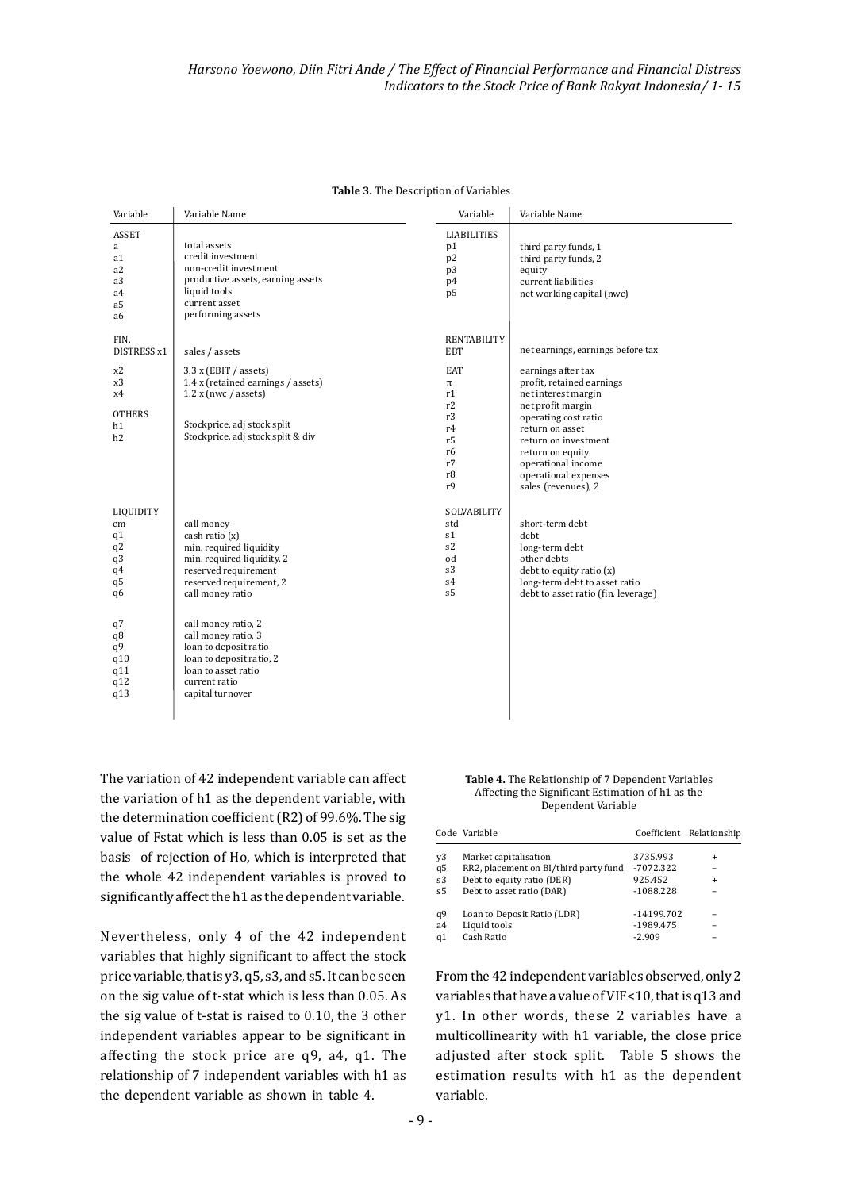**Table 3.** The Description of Variables

| Variable | Variable Name | Variable | Variable Name |
|---|---|---|---|
| ASSET | | LIABILITIES | |
| a | total assets | p1 | third party funds, 1 |
| a1 | credit investment | p2 | third party funds, 2 |
| a2 | non-credit investment | p3 | equity |
| a3 | productive assets, earning assets | p4 | current liabilities |
| a4 | liquid tools | p5 | net working capital (nwc) |
| a5 | current asset | | |
| a6 | performing assets | | |
| FIN. DISTRESS x1 | sales / assets | RENTABILITY EBT | net earnings, earnings before tax |
| x2 | 3.3 x (EBIT / assets) | EAT | earnings after tax |
| x3 | 1.4 x (retained earnings / assets) | π | profit, retained earnings |
| x4 | 1.2 x (nwc / assets) | r1 | net interest margin |
| | | r2 | net profit margin |
| OTHERS | | r3 | operating cost ratio |
| h1 | Stockprice, adj stock split | r4 | return on asset |
| h2 | Stockprice, adj stock split & div | r5 | return on investment |
| | | r6 | return on equity |
| | | r7 | operational income |
| | | r8 | operational expenses |
| | | r9 | sales (revenues), 2 |
| LIQUIDITY | | SOLVABILITY | |
| cm | call money | std | short-term debt |
| q1 | cash ratio (x) | s1 | debt |
| q2 | min. required liquidity | s2 | long-term debt |
| q3 | min. required liquidity, 2 | od | other debts |
| q4 | reserved requirement | s3 | debt to equity ratio (x) |
| q5 | reserved requirement, 2 | s4 | long-term debt to asset ratio |
| q6 | call money ratio | s5 | debt to asset ratio (fin. leverage) |
| q7 | call money ratio, 2 | | |
| q8 | call money ratio, 3 | | |
| q9 | loan to deposit ratio | | |
| q10 | loan to deposit ratio, 2 | | |
| q11 | loan to asset ratio | | |
| q12 | current ratio | | |
| q13 | capital turnover | | |

The variation of 42 independent variable can affect the variation of h1 as the dependent variable, with the determination coefficient (R2) of 99.6%. The sig value of Fstat which is less than 0.05 is set as the basis of rejection of Ho, which is interpreted that the whole 42 independent variables is proved to significantly affect the h1 as the dependent variable.

Nevertheless, only 4 of the 42 independent variables that highly significant to affect the stock price variable, that is y3, q5, s3, and s5. It can be seen on the sig value of t-stat which is less than 0.05. As the sig value of t-stat is raised to 0.10, the 3 other independent variables appear to be significant in affecting the stock price are q9, a4, q1. The relationship of 7 independent variables with h1 as the dependent variable as shown in table 4.

**Table 4.** The Relationship of 7 Dependent Variables Affecting the Significant Estimation of h1 as the Dependent Variable

| Code | Variable | Coefficient | Relationship |
|---|---|---|---|
| y3 | Market capitalisation | 3735.993 | + |
| q5 | RR2, placement on BI/third party fund | -7072.322 | – |
| s3 | Debt to equity ratio (DER) | 925.452 | + |
| s5 | Debt to asset ratio (DAR) | -1088.228 | – |
| q9 | Loan to Deposit Ratio (LDR) | -14199.702 | – |
| a4 | Liquid tools | -1989.475 | – |
| q1 | Cash Ratio | -2.909 | – |

From the 42 independent variables observed, only 2 variables that have a value of VIF<10, that is q13 and y1. In other words, these 2 variables have a multicollinearity with h1 variable, the close price adjusted after stock split. Table 5 shows the estimation results with h1 as the dependent variable.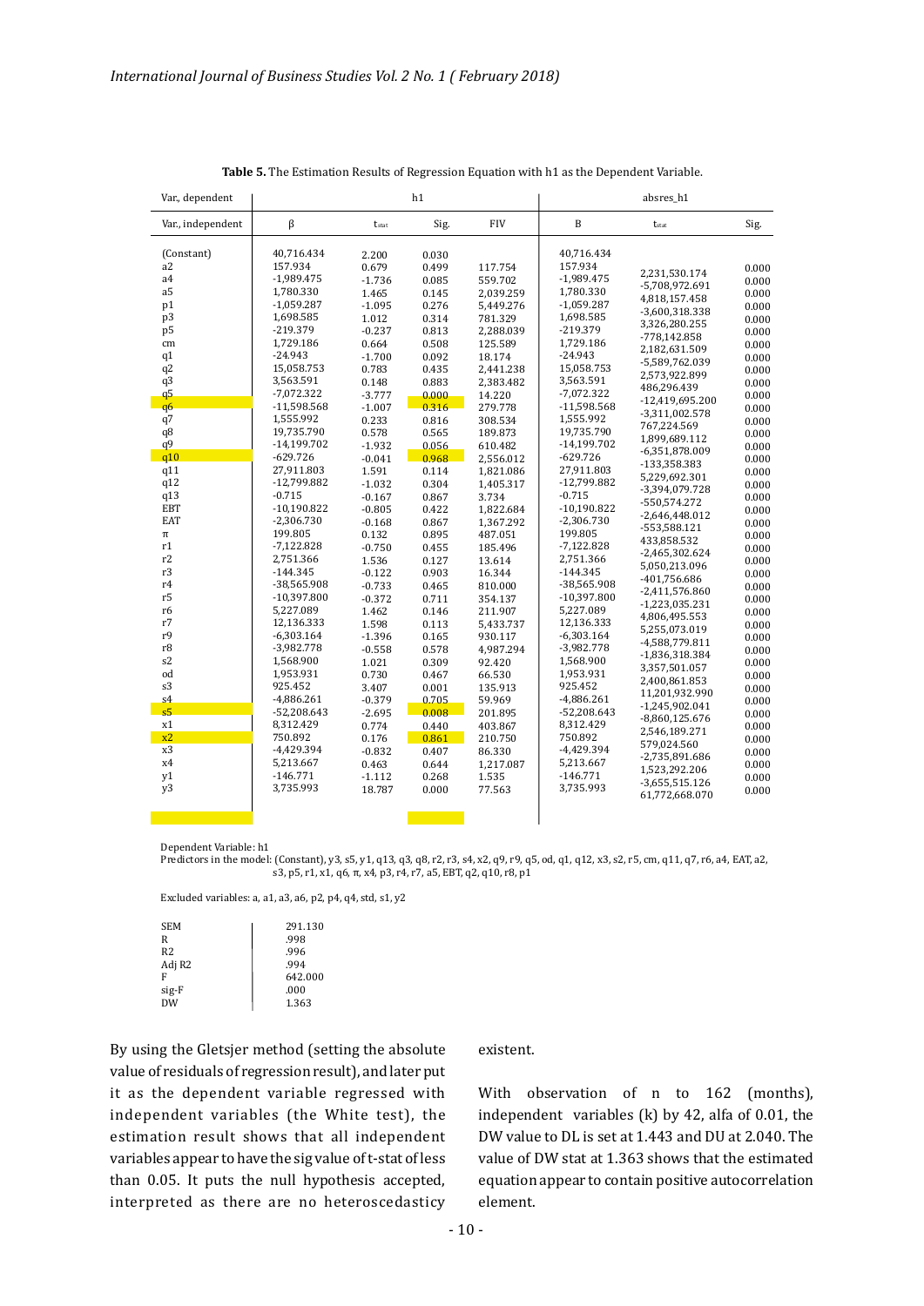**Table 5.** The Estimation Results of Regression Equation with h1 as the Dependent Variable.

| Var., dependent | h1 | | | | absres_h1 | | |
|---|---|---|---|---|---|---|---|
| Var., independent | β | $t_{stat}$ | Sig. | FIV | B | $t_{stat}$ | Sig. |
| (Constant) | 40,716.434 | 2.200 | 0.030 | | 40,716.434 | | |
| a2 | 157.934 | 0.679 | 0.499 | 117.754 | 157.934 | 2,231,530.174 | 0.000 |
| a4 | -1,989.475 | -1.736 | 0.085 | 559.702 | -1,989.475 | -5,708,972.691 | 0.000 |
| a5 | 1,780.330 | 1.465 | 0.145 | 2,039.259 | 1,780.330 | 4,818,157.458 | 0.000 |
| p1 | -1,059.287 | -1.095 | 0.276 | 5,449.276 | -1,059.287 | -3,600,318.338 | 0.000 |
| p3 | 1,698.585 | 1.012 | 0.314 | 781.329 | 1,698.585 | 3,326,280.255 | 0.000 |
| p5 | -219.379 | -0.237 | 0.813 | 2,288.039 | -219.379 | -778,142.858 | 0.000 |
| cm | 1,729.186 | 0.664 | 0.508 | 125.589 | 1,729.186 | 2,182,631.509 | 0.000 |
| q1 | -24.943 | -1.700 | 0.092 | 18.174 | -24.943 | -5,589,762.039 | 0.000 |
| q2 | 15,058.753 | 0.783 | 0.435 | 2,441.238 | 15,058.753 | 2,573,922.899 | 0.000 |
| q3 | 3,563.591 | 0.148 | 0.883 | 2,383.482 | 3,563.591 | 486,296.439 | 0.000 |
| q5 | -7,072.322 | -3.777 | 0.000 | 14.220 | -7,072.322 | -12,419,695.200 | 0.000 |
| q6 | -11,598.568 | -1.007 | 0.316 | 279.778 | -11,598.568 | -3,311,002.578 | 0.000 |
| q7 | 1,555.992 | 0.233 | 0.816 | 308.534 | 1,555.992 | 767,224.569 | 0.000 |
| q8 | 19,735.790 | 0.578 | 0.565 | 189.873 | 19,735.790 | 1,899,689.112 | 0.000 |
| q9 | -14,199.702 | -1.932 | 0.056 | 610.482 | -14,199.702 | -6,351,878.009 | 0.000 |
| q10 | -629.726 | -0.041 | 0.968 | 2,556.012 | -629.726 | -133,358.383 | 0.000 |
| q11 | 27,911.803 | 1.591 | 0.114 | 1,821.086 | 27,911.803 | 5,229,692.301 | 0.000 |
| q12 | -12,799.882 | -1.032 | 0.304 | 1,405.317 | -12,799.882 | -3,394,079.728 | 0.000 |
| q13 | -0.715 | -0.167 | 0.867 | 3.734 | -0.715 | -550,574.272 | 0.000 |
| EBT | -10,190.822 | -0.805 | 0.422 | 1,822.684 | -10,190.822 | -2,646,448.012 | 0.000 |
| EAT | -2,306.730 | -0.168 | 0.867 | 1,367.292 | -2,306.730 | -553,588.121 | 0.000 |
| π | 199.805 | 0.132 | 0.895 | 487.051 | 199.805 | 433,858.532 | 0.000 |
| r1 | -7,122.828 | -0.750 | 0.455 | 185.496 | -7,122.828 | -2,465,302.624 | 0.000 |
| r2 | 2,751.366 | 1.536 | 0.127 | 13.614 | 2,751.366 | 5,050,213.096 | 0.000 |
| r3 | -144.345 | -0.122 | 0.903 | 16.344 | -144.345 | -401,756.686 | 0.000 |
| r4 | -38,565.908 | -0.733 | 0.465 | 810.000 | -38,565.908 | -2,411,576.860 | 0.000 |
| r5 | -10,397.800 | -0.372 | 0.711 | 354.137 | -10,397.800 | -1,223,035.231 | 0.000 |
| r6 | 5,227.089 | 1.462 | 0.146 | 211.907 | 5,227.089 | 4,806,495.553 | 0.000 |
| r7 | 12,136.333 | 1.598 | 0.113 | 5,433.737 | 12,136.333 | 5,255,073.019 | 0.000 |
| r9 | -6,303.164 | -1.396 | 0.165 | 930.117 | -6,303.164 | -4,588,779.811 | 0.000 |
| r8 | -3,982.778 | -0.558 | 0.578 | 4,987.294 | -3,982.778 | -1,836,318.384 | 0.000 |
| s2 | 1,568.900 | 1.021 | 0.309 | 92.420 | 1,568.900 | 3,357,501.057 | 0.000 |
| od | 1,953.931 | 0.730 | 0.467 | 66.530 | 1,953.931 | 2,400,861.853 | 0.000 |
| s3 | 925.452 | 3.407 | 0.001 | 135.913 | 925.452 | 11,201,932.990 | 0.000 |
| s4 | -4,886.261 | -0.379 | 0.705 | 59.969 | -4,886.261 | -1,245,902.041 | 0.000 |
| s5 | -52,208.643 | -2.695 | 0.008 | 201.895 | -52,208.643 | -8,860,125.676 | 0.000 |
| x1 | 8,312.429 | 0.774 | 0.440 | 403.867 | 8,312.429 | 2,546,189.271 | 0.000 |
| x2 | 750.892 | 0.176 | 0.861 | 210.750 | 750.892 | 579,024.560 | 0.000 |
| x3 | -4,429.394 | -0.832 | 0.407 | 86.330 | -4,429.394 | -2,735,891.686 | 0.000 |
| x4 | 5,213.667 | 0.463 | 0.644 | 1,217.087 | 5,213.667 | 1,523,292.206 | 0.000 |
| y1 | -146.771 | -1.112 | 0.268 | 1.535 | -146.771 | -3,655,515.126 | 0.000 |
| y3 | 3,735.993 | 18.787 | 0.000 | 77.563 | 3,735.993 | 61,772,668.070 | 0.000 |

Dependent Variable: h1

Predictors in the model: (Constant), y3, s5, y1, q13, q8, r2, r3, s4, x2, q9, r9, q5, od, q1, q12, x3, s2, r5, cm, q11, q7, r6, a4, EAT, a2, s3, p5, r1, x1, q6, π, x4, p3, r4, r7, a5, EBT, q2, q10, r8, p1

Excluded variables: a, a1, a3, a6, p2, p4, q4, std, s1, y2

| | |
|---|---|
| SEM | 291.130 |
| R | .998 |
| R2 | .996 |
| Adj R2 | .994 |
| F | 642.000 |
| sig-F | .000 |
| DW | 1.363 |

By using the Gletsjer method (setting the absolute value of residuals of regression result), and later put it as the dependent variable regressed with independent variables (the White test), the estimation result shows that all independent variables appear to have the sig value of t-stat of less than 0.05. It puts the null hypothesis accepted, interpreted as there are no heteroscedasticy existent.

With observation of n to 162 (months), independent variables (k) by 42, alfa of 0.01, the DW value to DL is set at 1.443 and DU at 2.040. The value of DW stat at 1.363 shows that the estimated equation appear to contain positive autocorrelation element.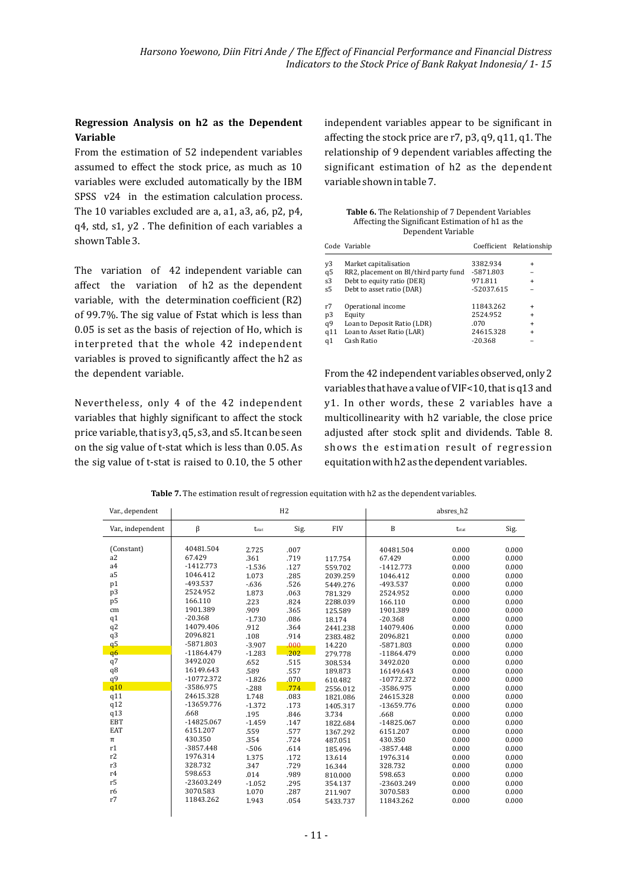## Regression Analysis on h2 as the Dependent Variable

From the estimation of 52 independent variables assumed to effect the stock price, as much as 10 variables were excluded automatically by the IBM SPSS v24 in the estimation calculation process. The 10 variables excluded are a, a1, a3, a6, p2, p4, q4, std, s1, y2 . The definition of each variables a shown Table 3.

The variation of 42 independent variable can affect the variation of h2 as the dependent variable, with the determination coefficient (R2) of 99.7%. The sig value of Fstat which is less than 0.05 is set as the basis of rejection of Ho, which is interpreted that the whole 42 independent variables is proved to significantly affect the h2 as the dependent variable.

Nevertheless, only 4 of the 42 independent variables that highly significant to affect the stock price variable, that is y3, q5, s3, and s5. It can be seen on the sig value of t-stat which is less than 0.05. As the sig value of t-stat is raised to 0.10, the 5 other independent variables appear to be significant in affecting the stock price are r7, p3, q9, q11, q1. The relationship of 9 dependent variables affecting the significant estimation of h2 as the dependent variable shown in table 7.

**Table 6.** The Relationship of 7 Dependent Variables Affecting the Significant Estimation of h1 as the Dependent Variable

| Code | Variable | Coefficient | Relationship |
|---|---|---|---|
| y3 | Market capitalisation | 3382.934 | + |
| q5 | RR2, placement on BI/third party fund | -5871.803 | – |
| s3 | Debt to equity ratio (DER) | 971.811 | + |
| s5 | Debt to asset ratio (DAR) | -52037.615 | – |
| r7 | Operational income | 11843.262 | + |
| p3 | Equity | 2524.952 | + |
| q9 | Loan to Deposit Ratio (LDR) | .070 | + |
| q11 | Loan to Asset Ratio (LAR) | 24615.328 | + |
| q1 | Cash Ratio | -20.368 | – |

From the 42 independent variables observed, only 2 variables that have a value of VIF<10, that is q13 and y1. In other words, these 2 variables have a multicollinearity with h2 variable, the close price adjusted after stock split and dividends. Table 8. shows the estimation result of regression equitation with h2 as the dependent variables.

**Table 7.** The estimation result of regression equitation with h2 as the dependent variables.

| Var., dependent | H2 | | | | absres_h2 | | |
|---|---|---|---|---|---|---|---|
| Var., independent | β | $t_{stat}$ | Sig. | FIV | B | $t_{stat}$ | Sig. |
| (Constant) | 40481.504 | 2.725 | .007 | | 40481.504 | 0.000 | 0.000 |
| a2 | 67.429 | .361 | .719 | 117.754 | 67.429 | 0.000 | 0.000 |
| a4 | -1412.773 | -1.536 | .127 | 559.702 | -1412.773 | 0.000 | 0.000 |
| a5 | 1046.412 | 1.073 | .285 | 2039.259 | 1046.412 | 0.000 | 0.000 |
| p1 | -493.537 | -.636 | .526 | 5449.276 | -493.537 | 0.000 | 0.000 |
| p3 | 2524.952 | 1.873 | .063 | 781.329 | 2524.952 | 0.000 | 0.000 |
| p5 | 166.110 | .223 | .824 | 2288.039 | 166.110 | 0.000 | 0.000 |
| cm | 1901.389 | .909 | .365 | 125.589 | 1901.389 | 0.000 | 0.000 |
| q1 | -20.368 | -1.730 | .086 | 18.174 | -20.368 | 0.000 | 0.000 |
| q2 | 14079.406 | .912 | .364 | 2441.238 | 14079.406 | 0.000 | 0.000 |
| q3 | 2096.821 | .108 | .914 | 2383.482 | 2096.821 | 0.000 | 0.000 |
| q5 | -5871.803 | -3.907 | .000 | 14.220 | -5871.803 | 0.000 | 0.000 |
| q6 | -11864.479 | -1.283 | .202 | 279.778 | -11864.479 | 0.000 | 0.000 |
| q7 | 3492.020 | .652 | .515 | 308.534 | 3492.020 | 0.000 | 0.000 |
| q8 | 16149.643 | .589 | .557 | 189.873 | 16149.643 | 0.000 | 0.000 |
| q9 | -10772.372 | -1.826 | .070 | 610.482 | -10772.372 | 0.000 | 0.000 |
| q10 | -3586.975 | -.288 | .774 | 2556.012 | -3586.975 | 0.000 | 0.000 |
| q11 | 24615.328 | 1.748 | .083 | 1821.086 | 24615.328 | 0.000 | 0.000 |
| q12 | -13659.776 | -1.372 | .173 | 1405.317 | -13659.776 | 0.000 | 0.000 |
| q13 | .668 | .195 | .846 | 3.734 | .668 | 0.000 | 0.000 |
| EBT | -14825.067 | -1.459 | .147 | 1822.684 | -14825.067 | 0.000 | 0.000 |
| EAT | 6151.207 | .559 | .577 | 1367.292 | 6151.207 | 0.000 | 0.000 |
| π | 430.350 | .354 | .724 | 487.051 | 430.350 | 0.000 | 0.000 |
| r1 | -3857.448 | -.506 | .614 | 185.496 | -3857.448 | 0.000 | 0.000 |
| r2 | 1976.314 | 1.375 | .172 | 13.614 | 1976.314 | 0.000 | 0.000 |
| r3 | 328.732 | .347 | .729 | 16.344 | 328.732 | 0.000 | 0.000 |
| r4 | 598.653 | .014 | .989 | 810.000 | 598.653 | 0.000 | 0.000 |
| r5 | -23603.249 | -1.052 | .295 | 354.137 | -23603.249 | 0.000 | 0.000 |
| r6 | 3070.583 | 1.070 | .287 | 211.907 | 3070.583 | 0.000 | 0.000 |
| r7 | 11843.262 | 1.943 | .054 | 5433.737 | 11843.262 | 0.000 | 0.000 |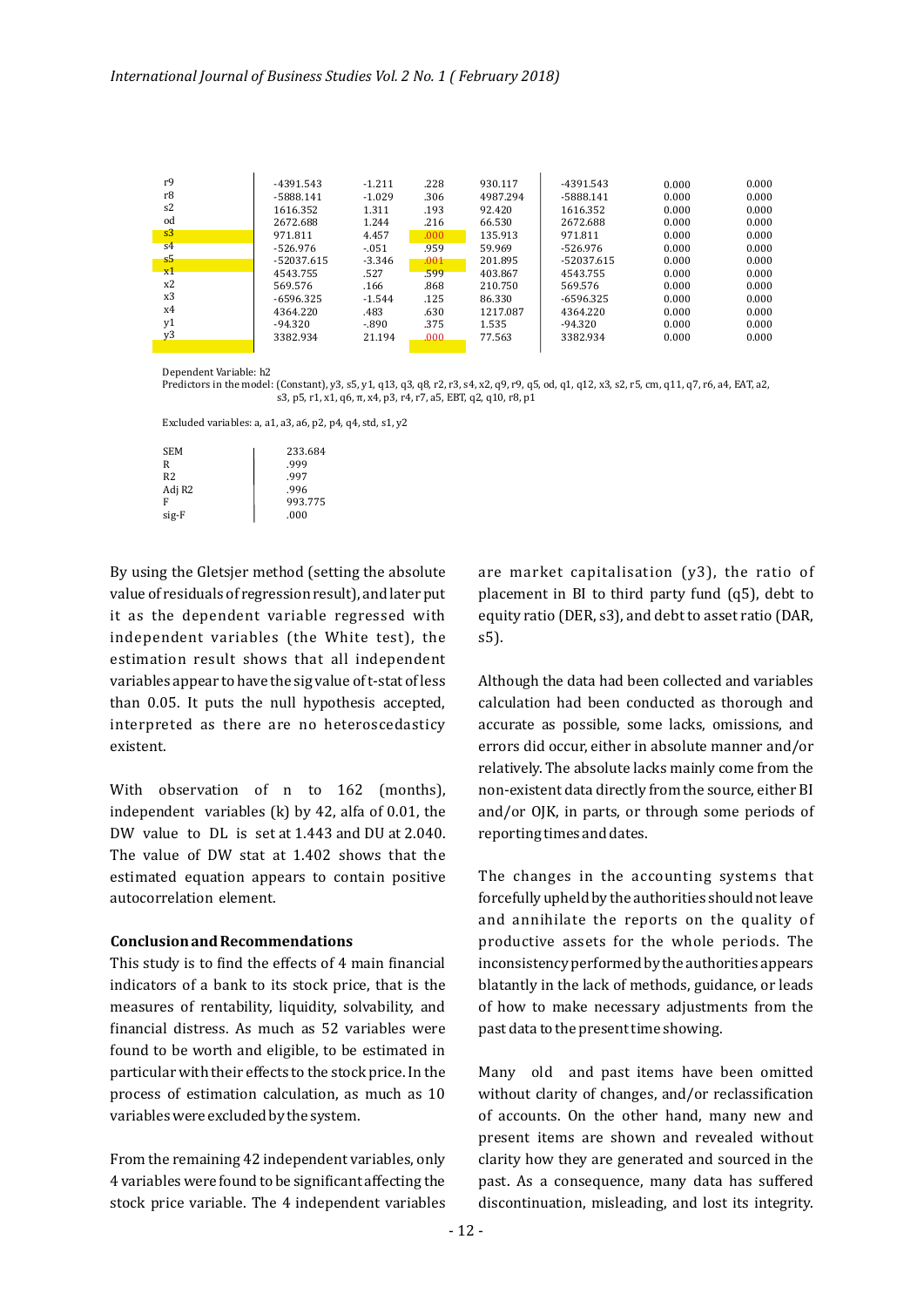| | | | | | | | |
|---|---|---|---|---|---|---|---|
| r9 | -4391.543 | -1.211 | .228 | 930.117 | -4391.543 | 0.000 | 0.000 |
| r8 | -5888.141 | -1.029 | .306 | 4987.294 | -5888.141 | 0.000 | 0.000 |
| s2 | 1616.352 | 1.311 | .193 | 92.420 | 1616.352 | 0.000 | 0.000 |
| od | 2672.688 | 1.244 | .216 | 66.530 | 2672.688 | 0.000 | 0.000 |
| s3 | 971.811 | 4.457 | .000 | 135.913 | 971.811 | 0.000 | 0.000 |
| s4 | -526.976 | -.051 | .959 | 59.969 | -526.976 | 0.000 | 0.000 |
| s5 | -52037.615 | -3.346 | .001 | 201.895 | -52037.615 | 0.000 | 0.000 |
| x1 | 4543.755 | .527 | .599 | 403.867 | 4543.755 | 0.000 | 0.000 |
| x2 | 569.576 | .166 | .868 | 210.750 | 569.576 | 0.000 | 0.000 |
| x3 | -6596.325 | -1.544 | .125 | 86.330 | -6596.325 | 0.000 | 0.000 |
| x4 | 4364.220 | .483 | .630 | 1217.087 | 4364.220 | 0.000 | 0.000 |
| y1 | -94.320 | -.890 | .375 | 1.535 | -94.320 | 0.000 | 0.000 |
| y3 | 3382.934 | 21.194 | .000 | 77.563 | 3382.934 | 0.000 | 0.000 |

Dependent Variable: h2
Predictors in the model: (Constant), y3, s5, y1, q13, q3, q8, r2, r3, s4, x2, q9, r9, q5, od, q1, q12, x3, s2, r5, cm, q11, q7, r6, a4, EAT, a2, s3, p5, r1, x1, q6, π, x4, p3, r4, r7, a5, EBT, q2, q10, r8, p1

Excluded variables: a, a1, a3, a6, p2, p4, q4, std, s1, y2

| | |
|---|---|
| SEM | 233.684 |
| R | .999 |
| R2 | .997 |
| Adj R2 | .996 |
| F | 993.775 |
| sig-F | .000 |

By using the Gletsjer method (setting the absolute value of residuals of regression result), and later put it as the dependent variable regressed with independent variables (the White test), the estimation result shows that all independent variables appear to have the sig value of t-stat of less than 0.05. It puts the null hypothesis accepted, interpreted as there are no heteroscedasticy existent.

With observation of n to 162 (months), independent variables (k) by 42, alfa of 0.01, the DW value to DL is set at 1.443 and DU at 2.040. The value of DW stat at 1.402 shows that the estimated equation appears to contain positive autocorrelation element.

## Conclusion and Recommendations

This study is to find the effects of 4 main financial indicators of a bank to its stock price, that is the measures of rentability, liquidity, solvability, and financial distress. As much as 52 variables were found to be worth and eligible, to be estimated in particular with their effects to the stock price. In the process of estimation calculation, as much as 10 variables were excluded by the system.

From the remaining 42 independent variables, only 4 variables were found to be significant affecting the stock price variable. The 4 independent variables are market capitalisation (y3), the ratio of placement in BI to third party fund (q5), debt to equity ratio (DER, s3), and debt to asset ratio (DAR, s5).

Although the data had been collected and variables calculation had been conducted as thorough and accurate as possible, some lacks, omissions, and errors did occur, either in absolute manner and/or relatively. The absolute lacks mainly come from the non-existent data directly from the source, either BI and/or OJK, in parts, or through some periods of reporting times and dates.

The changes in the accounting systems that forcefully upheld by the authorities should not leave and annihilate the reports on the quality of productive assets for the whole periods. The inconsistency performed by the authorities appears blatantly in the lack of methods, guidance, or leads of how to make necessary adjustments from the past data to the present time showing.

Many old and past items have been omitted without clarity of changes, and/or reclassification of accounts. On the other hand, many new and present items are shown and revealed without clarity how they are generated and sourced in the past. As a consequence, many data has suffered discontinuation, misleading, and lost its integrity.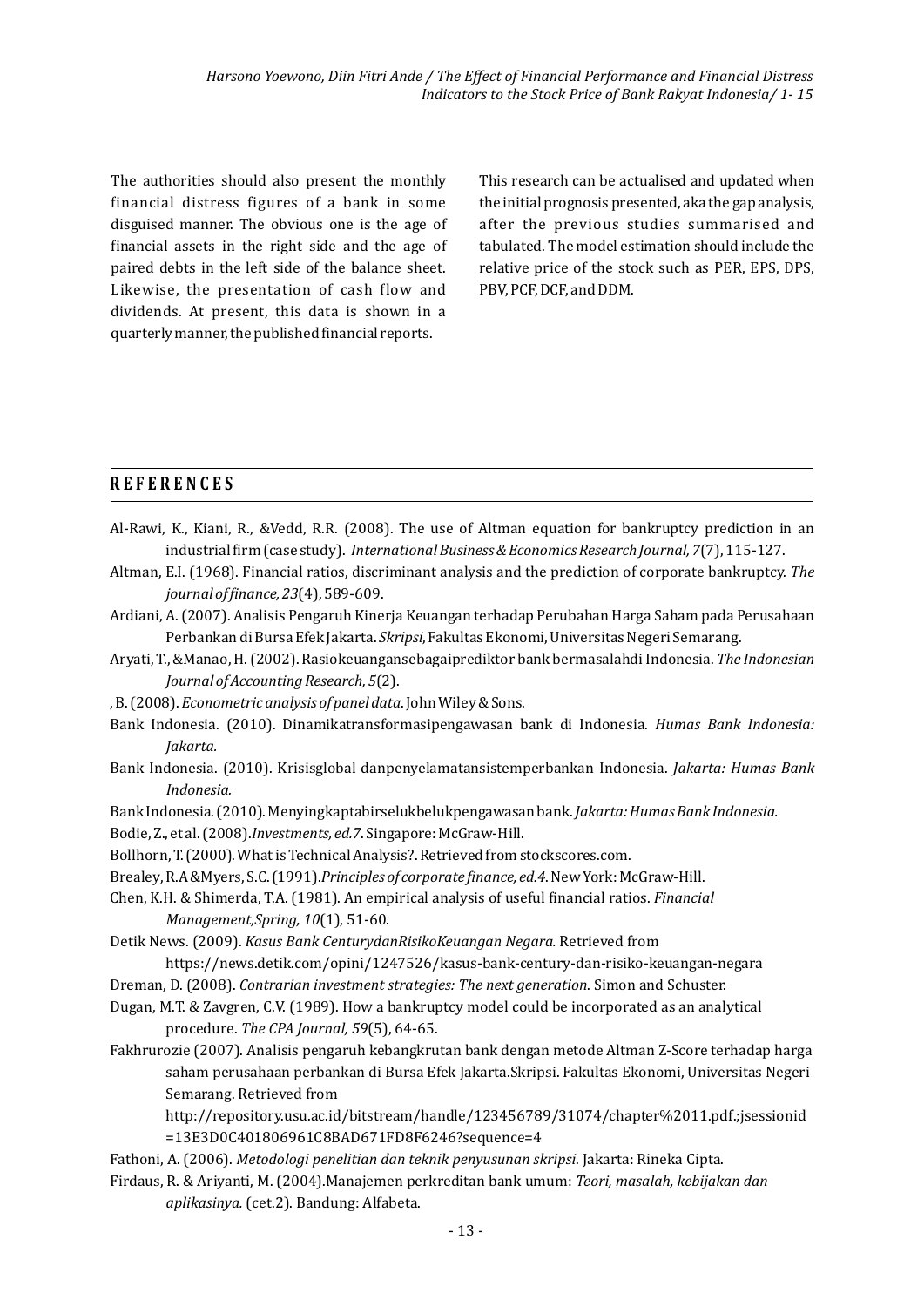The authorities should also present the monthly financial distress figures of a bank in some disguised manner. The obvious one is the age of financial assets in the right side and the age of paired debts in the left side of the balance sheet. Likewise, the presentation of cash flow and dividends. At present, this data is shown in a quarterly manner, the published financial reports.

This research can be actualised and updated when the initial prognosis presented, aka the gap analysis, after the previous studies summarised and tabulated. The model estimation should include the relative price of the stock such as PER, EPS, DPS, PBV, PCF, DCF, and DDM.

## REFERENCES

Al-Rawi, K., Kiani, R., &Vedd, R.R. (2008). The use of Altman equation for bankruptcy prediction in an industrial firm (case study). *International Business & Economics Research Journal, 7*(7), 115-127.

Altman, E.I. (1968). Financial ratios, discriminant analysis and the prediction of corporate bankruptcy. *The journal of finance, 23*(4), 589-609.

Ardiani, A. (2007). Analisis Pengaruh Kinerja Keuangan terhadap Perubahan Harga Saham pada Perusahaan Perbankan di Bursa Efek Jakarta. *Skripsi*, Fakultas Ekonomi, Universitas Negeri Semarang.

Aryati, T., &Manao, H. (2002). Rasiokeuangansebagaiprediktor bank bermasalahdi Indonesia. *The Indonesian Journal of Accounting Research, 5*(2).

, B. (2008). *Econometric analysis of panel data*. John Wiley & Sons.

Bank Indonesia. (2010). Dinamikatransformasipengawasan bank di Indonesia. *Humas Bank Indonesia: Jakarta.*

Bank Indonesia. (2010). Krisisglobal danpenyelamatansistemperbankan Indonesia. *Jakarta: Humas Bank Indonesia.*

Bank Indonesia. (2010). Menyingkaptabirselukbelukpengawasan bank. *Jakarta: Humas Bank Indonesia.*

Bodie, Z., et al. (2008).*Investments, ed.7*. Singapore: McGraw-Hill.

Bollhorn, T. (2000). What is Technical Analysis?. Retrieved from stockscores.com.

Brealey, R.A &Myers, S.C. (1991).*Principles of corporate finance, ed.4*. New York: McGraw-Hill.

Chen, K.H. & Shimerda, T.A. (1981). An empirical analysis of useful financial ratios. *Financial Management,Spring, 10*(1), 51-60.

Detik News. (2009). *Kasus Bank CenturydanRisikoKeuangan Negara.* Retrieved from https://news.detik.com/opini/1247526/kasus-bank-century-dan-risiko-keuangan-negara

Dreman, D. (2008). *Contrarian investment strategies: The next generation*. Simon and Schuster.

Dugan, M.T. & Zavgren, C.V. (1989). How a bankruptcy model could be incorporated as an analytical procedure. *The CPA Journal, 59*(5), 64-65.

Fakhrurozie (2007). Analisis pengaruh kebangkrutan bank dengan metode Altman Z-Score terhadap harga saham perusahaan perbankan di Bursa Efek Jakarta.Skripsi. Fakultas Ekonomi, Universitas Negeri Semarang. Retrieved from http://repository.usu.ac.id/bitstream/handle/123456789/31074/chapter%2011.pdf.;jsessionid=13E3D0C401806961C8BAD671FD8F6246?sequence=4

Fathoni, A. (2006). *Metodologi penelitian dan teknik penyusunan skripsi*. Jakarta: Rineka Cipta.

Firdaus, R. & Ariyanti, M. (2004).Manajemen perkreditan bank umum: *Teori, masalah, kebijakan dan aplikasinya.* (cet.2). Bandung: Alfabeta.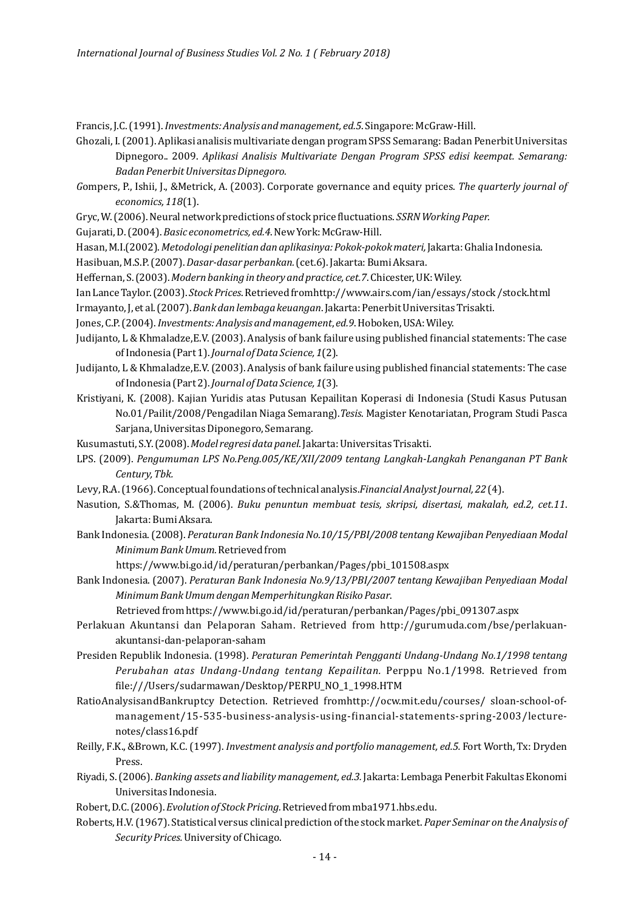Francis, J.C. (1991). *Investments: Analysis and management, ed.5*. Singapore: McGraw-Hill.

Ghozali, I. (2001). Aplikasi analisis multivariate dengan program SPSS Semarang: Badan Penerbit Universitas Dipnegoro.. 2009. *Aplikasi Analisis Multivariate Dengan Program SPSS edisi keempat. Semarang: Badan Penerbit Universitas Dipnegoro.*

*G*ompers, P., Ishii, J., &Metrick, A. (2003). Corporate governance and equity prices. *The quarterly journal of economics, 118*(1).

Gryc, W. (2006). Neural network predictions of stock price fluctuations. *SSRN Working Paper.*

Gujarati, D. (2004). *Basic econometrics, ed.4*. New York: McGraw-Hill.

Hasan, M.I.(2002). *Metodologi penelitian dan aplikasinya: Pokok-pokok materi,* Jakarta: Ghalia Indonesia.

Hasibuan, M.S.P. (2007). *Dasar-dasar perbankan.* (cet.6). Jakarta: Bumi Aksara.

Heffernan, S. (2003). *Modern banking in theory and practice, cet.7*. Chicester, UK: Wiley.

Ian Lance Taylor. (2003). *Stock Prices*. Retrieved fromhttp://www.airs.com/ian/essays/stock /stock.html

Irmayanto, J, et al. (2007). *Bank dan lembaga keuangan*. Jakarta: Penerbit Universitas Trisakti.

Jones, C.P. (2004). *Investments: Analysis and management*, *ed.9*. Hoboken, USA: Wiley.

Judijanto, L & Khmaladze,E.V. (2003). Analysis of bank failure using published financial statements: The case of Indonesia (Part 1). *Journal of Data Science, 1*(2).

Judijanto, L & Khmaladze,E.V. (2003). Analysis of bank failure using published financial statements: The case of Indonesia (Part 2). *Journal of Data Science, 1*(3).

Kristiyani, K. (2008). Kajian Yuridis atas Putusan Kepailitan Koperasi di Indonesia (Studi Kasus Putusan No.01/Pailit/2008/Pengadilan Niaga Semarang).*Tesis*. Magister Kenotariatan, Program Studi Pasca Sarjana, Universitas Diponegoro, Semarang.

Kusumastuti, S.Y. (2008). *Model regresi data panel*. Jakarta: Universitas Trisakti.

LPS. (2009). *Pengumuman LPS No.Peng.005/KE/XII/2009 tentang Langkah-Langkah Penanganan PT Bank Century, Tbk.*

Levy, R.A. (1966). Conceptual foundations of technical analysis.*Financial Analyst Journal, 22* (4).

Nasution, S.&Thomas, M. (2006). *Buku penuntun membuat tesis, skripsi, disertasi, makalah, ed.2, cet.11*. Jakarta: Bumi Aksara.

Bank Indonesia. (2008). *Peraturan Bank Indonesia No.10/15/PBI/2008 tentang Kewajiban Penyediaan Modal Minimum Bank Umum.* Retrieved from https://www.bi.go.id/id/peraturan/perbankan/Pages/pbi_101508.aspx

Bank Indonesia. (2007). *Peraturan Bank Indonesia No.9/13/PBI/2007 tentang Kewajiban Penyediaan Modal Minimum Bank Umum dengan Memperhitungkan Risiko Pasar*. Retrieved from https://www.bi.go.id/id/peraturan/perbankan/Pages/pbi_091307.aspx

Perlakuan Akuntansi dan Pelaporan Saham. Retrieved from http://gurumuda.com/bse/perlakuan-akuntansi-dan-pelaporan-saham

Presiden Republik Indonesia. (1998). *Peraturan Pemerintah Pengganti Undang-Undang No.1/1998 tentang Perubahan atas Undang-Undang tentang Kepailitan.* Perppu No.1/1998. Retrieved from file:///Users/sudarmawan/Desktop/PERPU_NO_1_1998.HTM

RatioAnalysisandBankruptcy Detection. Retrieved fromhttp://ocw.mit.edu/courses/ sloan-school-of-management/15-535-business-analysis-using-financial-statements-spring-2003/lecture-notes/class16.pdf

Reilly, F.K., &Brown, K.C. (1997). *Investment analysis and portfolio management, ed.5.* Fort Worth, Tx: Dryden Press.

Riyadi, S. (2006). *Banking assets and liability management, ed.3.* Jakarta: Lembaga Penerbit Fakultas Ekonomi Universitas Indonesia.

Robert, D.C. (2006). *Evolution of Stock Pricing.* Retrieved from mba1971.hbs.edu.

Roberts, H.V. (1967). Statistical versus clinical prediction of the stock market. *Paper Seminar on the Analysis of Security Prices.* University of Chicago.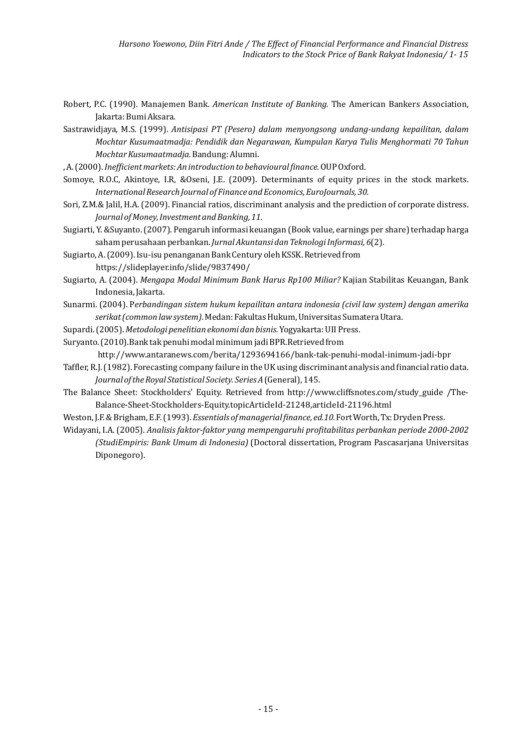Robert, P.C. (1990). Manajemen Bank. *American Institute of Banking.* The American Bankers Association, Jakarta: Bumi Aksara.

Sastrawidjaya, M.S. (1999). *Antisipasi PT (Pesero) dalam menyongsong undang-undang kepailitan, dalam Mochtar Kusumaatmadja: Pendidik dan Negarawan, Kumpulan Karya Tulis Menghormati 70 Tahun Mochtar Kusumaatmadja.* Bandung: Alumni.

, A. (2000). *Inefficient markets: An introduction to behavioural finance.* OUP Oxford.

Somoye, R.O.C, Akintoye, I.R, &Oseni, J.E. (2009). Determinants of equity prices in the stock markets. *International Research Journal of Finance and Economics, EuroJournals, 30.*

Sori, Z.M.& Jalil, H.A. (2009). Financial ratios, discriminant analysis and the prediction of corporate distress. *Journal of Money, Investment and Banking, 11.*

Sugiarti, Y. &Suyanto. (2007). Pengaruh informasi keuangan (Book value, earnings per share) terhadap harga saham perusahaan perbankan. *Jurnal Akuntansi dan Teknologi Informasi, 6*(2).

Sugiarto, A. (2009). Isu-isu penanganan Bank Century oleh KSSK. Retrieved from https://slideplayer.info/slide/9837490/

Sugiarto, A. (2004). *Mengapa Modal Minimum Bank Harus Rp100 Miliar?* Kajian Stabilitas Keuangan, Bank Indonesia, Jakarta.

Sunarmi. (2004). P*erbandingan sistem hukum kepailitan antara indonesia (civil law system) dengan amerika serikat (common law system)*. Medan: Fakultas Hukum, Universitas Sumatera Utara.

Supardi. (2005). *Metodologi penelitian ekonomi dan bisnis.* Yogyakarta: UII Press.

Suryanto. (2010).Bank tak penuhi modal minimum jadi BPR.Retrieved from http://www.antaranews.com/berita/1293694166/bank-tak-penuhi-modal-inimum-jadi-bpr

Taffler, R.J. (1982). Forecasting company failure in the UK using discriminant analysis and financial ratio data. *Journal of the Royal Statistical Society. Series A* (General), 145.

The Balance Sheet: Stockholders' Equity. Retrieved from http://www.cliffsnotes.com/study_guide /The-Balance-Sheet-Stockholders-Equity.topicArticleId-21248,articleId-21196.html

Weston, J.F. & Brigham, E.F. (1993). *Essentials of managerial finance, ed.10.* Fort Worth, Tx: Dryden Press.

Widayani, I.A. (2005). *Analisis faktor-faktor yang mempengaruhi profitabilitas perbankan periode 2000-2002 (StudiEmpiris: Bank Umum di Indonesia)* (Doctoral dissertation, Program Pascasarjana Universitas Diponegoro).